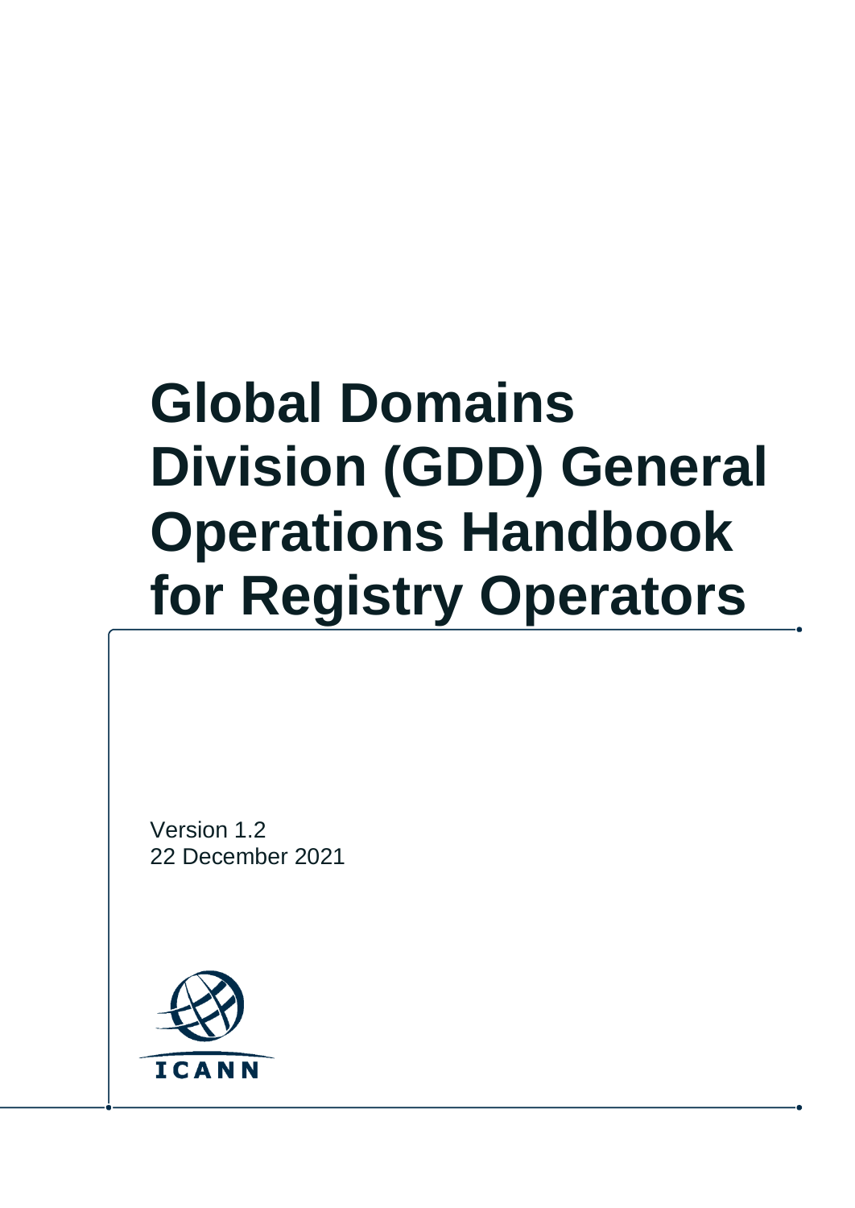# Global Domains Division (GDD) General Operations Handbook for Registry Operators

Version 1.2
22 December 2021

ICANN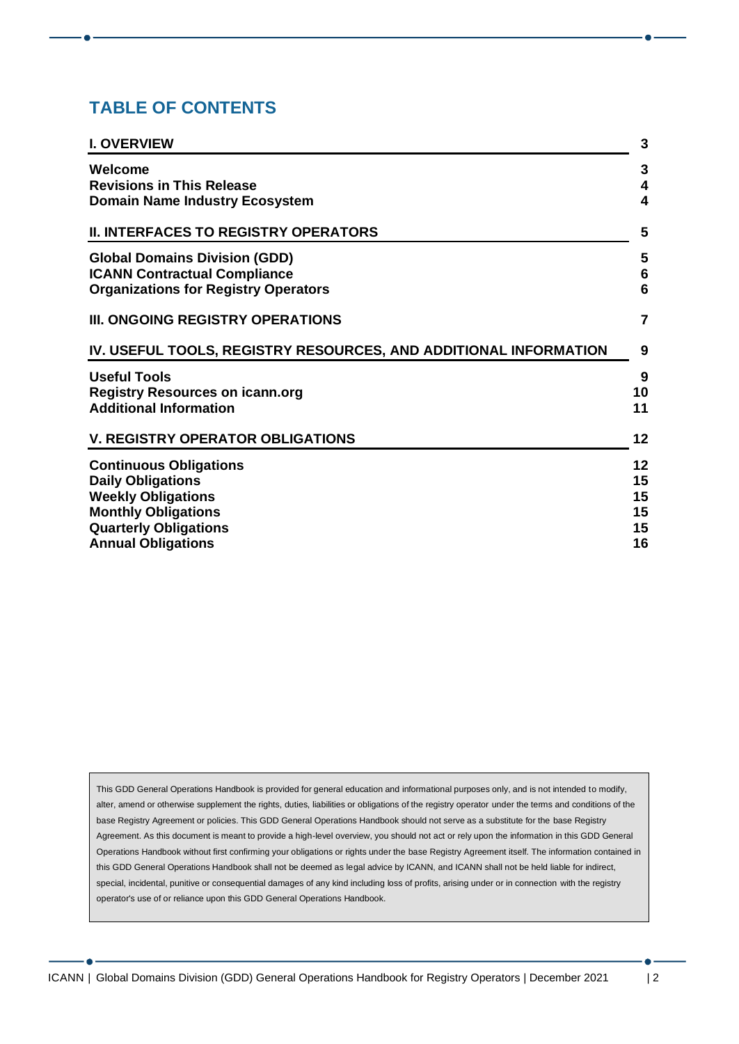# TABLE OF CONTENTS

| Section | Page |
| --- | --- |
| **I. OVERVIEW** | **3** |
| **Welcome** | **3** |
| **Revisions in This Release** | **4** |
| **Domain Name Industry Ecosystem** | **4** |
| **II. INTERFACES TO REGISTRY OPERATORS** | **5** |
| **Global Domains Division (GDD)** | **5** |
| **ICANN Contractual Compliance** | **6** |
| **Organizations for Registry Operators** | **6** |
| **III. ONGOING REGISTRY OPERATIONS** | **7** |
| **IV. USEFUL TOOLS, REGISTRY RESOURCES, AND ADDITIONAL INFORMATION** | **9** |
| **Useful Tools** | **9** |
| **Registry Resources on icann.org** | **10** |
| **Additional Information** | **11** |
| **V. REGISTRY OPERATOR OBLIGATIONS** | **12** |
| **Continuous Obligations** | **12** |
| **Daily Obligations** | **15** |
| **Weekly Obligations** | **15** |
| **Monthly Obligations** | **15** |
| **Quarterly Obligations** | **15** |
| **Annual Obligations** | **16** |

This GDD General Operations Handbook is provided for general education and informational purposes only, and is not intended to modify, alter, amend or otherwise supplement the rights, duties, liabilities or obligations of the registry operator under the terms and conditions of the base Registry Agreement or policies. This GDD General Operations Handbook should not serve as a substitute for the base Registry Agreement. As this document is meant to provide a high-level overview, you should not act or rely upon the information in this GDD General Operations Handbook without first confirming your obligations or rights under the base Registry Agreement itself. The information contained in this GDD General Operations Handbook shall not be deemed as legal advice by ICANN, and ICANN shall not be held liable for indirect, special, incidental, punitive or consequential damages of any kind including loss of profits, arising under or in connection with the registry operator's use of or reliance upon this GDD General Operations Handbook.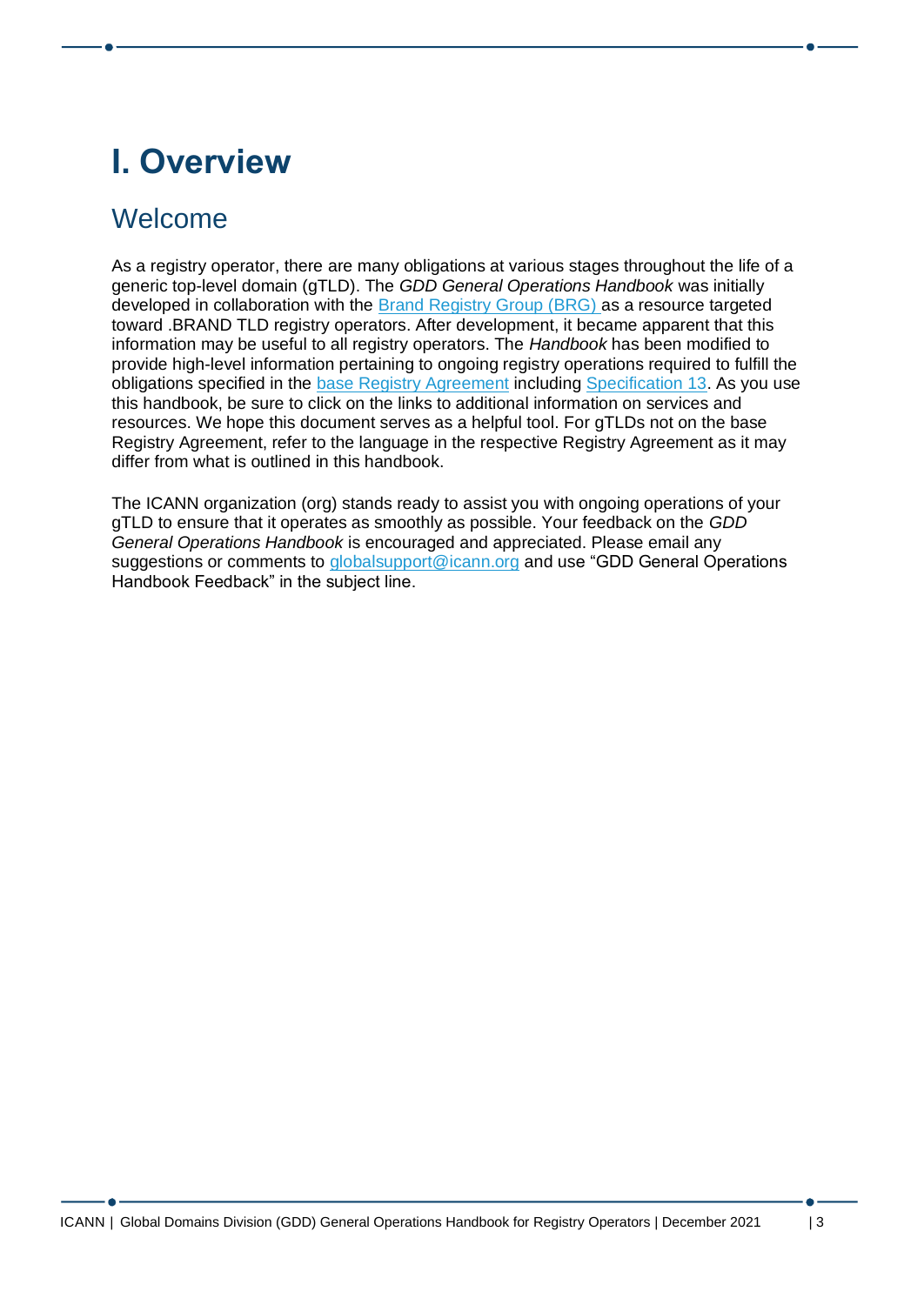# I. Overview

## Welcome

As a registry operator, there are many obligations at various stages throughout the life of a generic top-level domain (gTLD). The *GDD General Operations Handbook* was initially developed in collaboration with the Brand Registry Group (BRG) as a resource targeted toward .BRAND TLD registry operators. After development, it became apparent that this information may be useful to all registry operators. The *Handbook* has been modified to provide high-level information pertaining to ongoing registry operations required to fulfill the obligations specified in the base Registry Agreement including Specification 13. As you use this handbook, be sure to click on the links to additional information on services and resources. We hope this document serves as a helpful tool. For gTLDs not on the base Registry Agreement, refer to the language in the respective Registry Agreement as it may differ from what is outlined in this handbook.

The ICANN organization (org) stands ready to assist you with ongoing operations of your gTLD to ensure that it operates as smoothly as possible. Your feedback on the *GDD General Operations Handbook* is encouraged and appreciated. Please email any suggestions or comments to globalsupport@icann.org and use "GDD General Operations Handbook Feedback" in the subject line.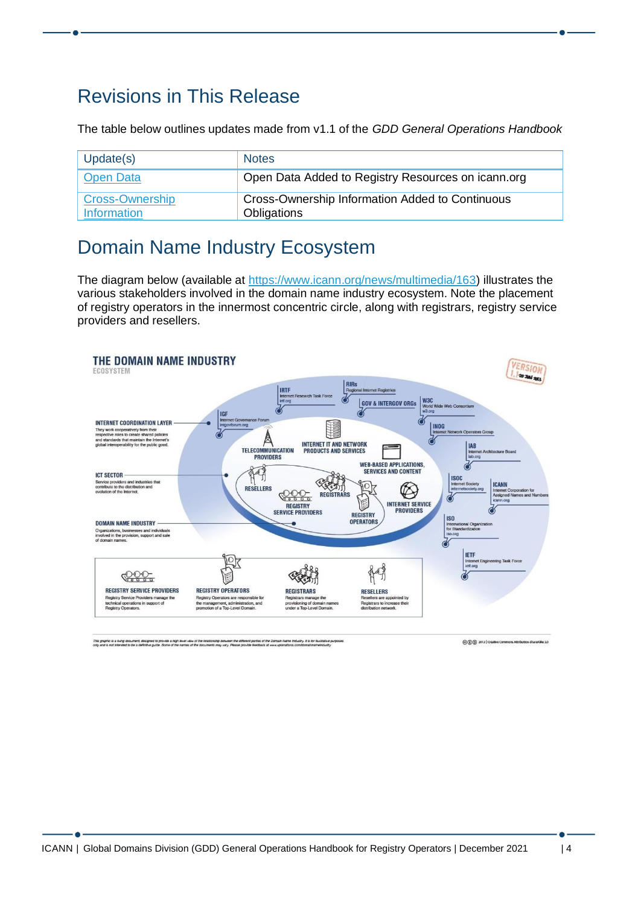## Revisions in This Release

The table below outlines updates made from v1.1 of the *GDD General Operations Handbook*

| Update(s) | Notes |
|---|---|
| Open Data | Open Data Added to Registry Resources on icann.org |
| Cross-Ownership Information | Cross-Ownership Information Added to Continuous Obligations |

## Domain Name Industry Ecosystem

The diagram below (available at https://www.icann.org/news/multimedia/163) illustrates the various stakeholders involved in the domain name industry ecosystem. Note the placement of registry operators in the innermost concentric circle, along with registrars, registry service providers and resellers.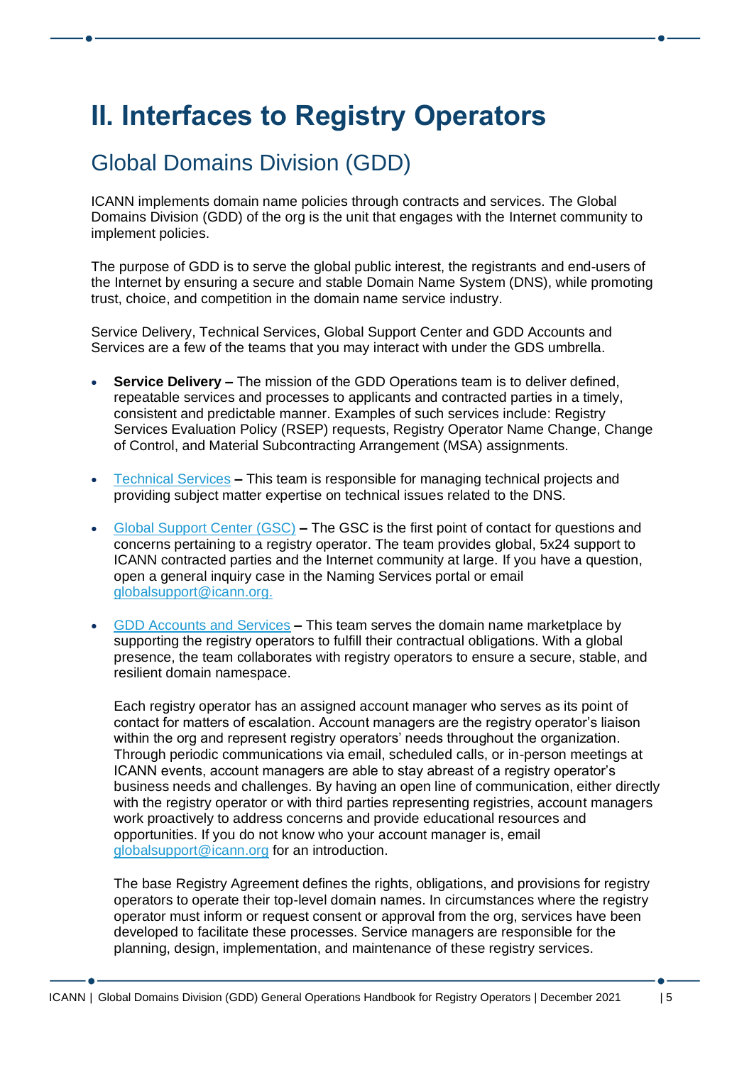# II. Interfaces to Registry Operators

## Global Domains Division (GDD)

ICANN implements domain name policies through contracts and services. The Global Domains Division (GDD) of the org is the unit that engages with the Internet community to implement policies.

The purpose of GDD is to serve the global public interest, the registrants and end-users of the Internet by ensuring a secure and stable Domain Name System (DNS), while promoting trust, choice, and competition in the domain name service industry.

Service Delivery, Technical Services, Global Support Center and GDD Accounts and Services are a few of the teams that you may interact with under the GDS umbrella.

- **Service Delivery –** The mission of the GDD Operations team is to deliver defined, repeatable services and processes to applicants and contracted parties in a timely, consistent and predictable manner. Examples of such services include: Registry Services Evaluation Policy (RSEP) requests, Registry Operator Name Change, Change of Control, and Material Subcontracting Arrangement (MSA) assignments.

- Technical Services **–** This team is responsible for managing technical projects and providing subject matter expertise on technical issues related to the DNS.

- Global Support Center (GSC) **–** The GSC is the first point of contact for questions and concerns pertaining to a registry operator. The team provides global, 5x24 support to ICANN contracted parties and the Internet community at large. If you have a question, open a general inquiry case in the Naming Services portal or email globalsupport@icann.org.

- GDD Accounts and Services **–** This team serves the domain name marketplace by supporting the registry operators to fulfill their contractual obligations. With a global presence, the team collaborates with registry operators to ensure a secure, stable, and resilient domain namespace.

  Each registry operator has an assigned account manager who serves as its point of contact for matters of escalation. Account managers are the registry operator's liaison within the org and represent registry operators' needs throughout the organization. Through periodic communications via email, scheduled calls, or in-person meetings at ICANN events, account managers are able to stay abreast of a registry operator's business needs and challenges. By having an open line of communication, either directly with the registry operator or with third parties representing registries, account managers work proactively to address concerns and provide educational resources and opportunities. If you do not know who your account manager is, email globalsupport@icann.org for an introduction.

  The base Registry Agreement defines the rights, obligations, and provisions for registry operators to operate their top-level domain names. In circumstances where the registry operator must inform or request consent or approval from the org, services have been developed to facilitate these processes. Service managers are responsible for the planning, design, implementation, and maintenance of these registry services.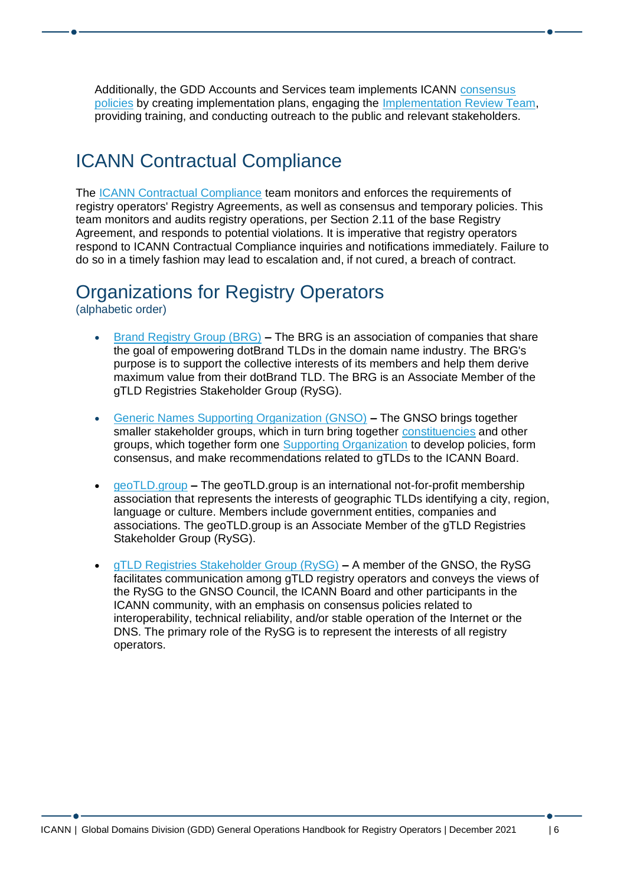Additionally, the GDD Accounts and Services team implements ICANN consensus policies by creating implementation plans, engaging the Implementation Review Team, providing training, and conducting outreach to the public and relevant stakeholders.

## ICANN Contractual Compliance

The ICANN Contractual Compliance team monitors and enforces the requirements of registry operators' Registry Agreements, as well as consensus and temporary policies. This team monitors and audits registry operations, per Section 2.11 of the base Registry Agreement, and responds to potential violations. It is imperative that registry operators respond to ICANN Contractual Compliance inquiries and notifications immediately. Failure to do so in a timely fashion may lead to escalation and, if not cured, a breach of contract.

## Organizations for Registry Operators

(alphabetic order)

- Brand Registry Group (BRG) **–** The BRG is an association of companies that share the goal of empowering dotBrand TLDs in the domain name industry. The BRG's purpose is to support the collective interests of its members and help them derive maximum value from their dotBrand TLD. The BRG is an Associate Member of the gTLD Registries Stakeholder Group (RySG).

- Generic Names Supporting Organization (GNSO) **–** The GNSO brings together smaller stakeholder groups, which in turn bring together constituencies and other groups, which together form one Supporting Organization to develop policies, form consensus, and make recommendations related to gTLDs to the ICANN Board.

- geoTLD.group **–** The geoTLD.group is an international not-for-profit membership association that represents the interests of geographic TLDs identifying a city, region, language or culture. Members include government entities, companies and associations. The geoTLD.group is an Associate Member of the gTLD Registries Stakeholder Group (RySG).

- gTLD Registries Stakeholder Group (RySG) **–** A member of the GNSO, the RySG facilitates communication among gTLD registry operators and conveys the views of the RySG to the GNSO Council, the ICANN Board and other participants in the ICANN community, with an emphasis on consensus policies related to interoperability, technical reliability, and/or stable operation of the Internet or the DNS. The primary role of the RySG is to represent the interests of all registry operators.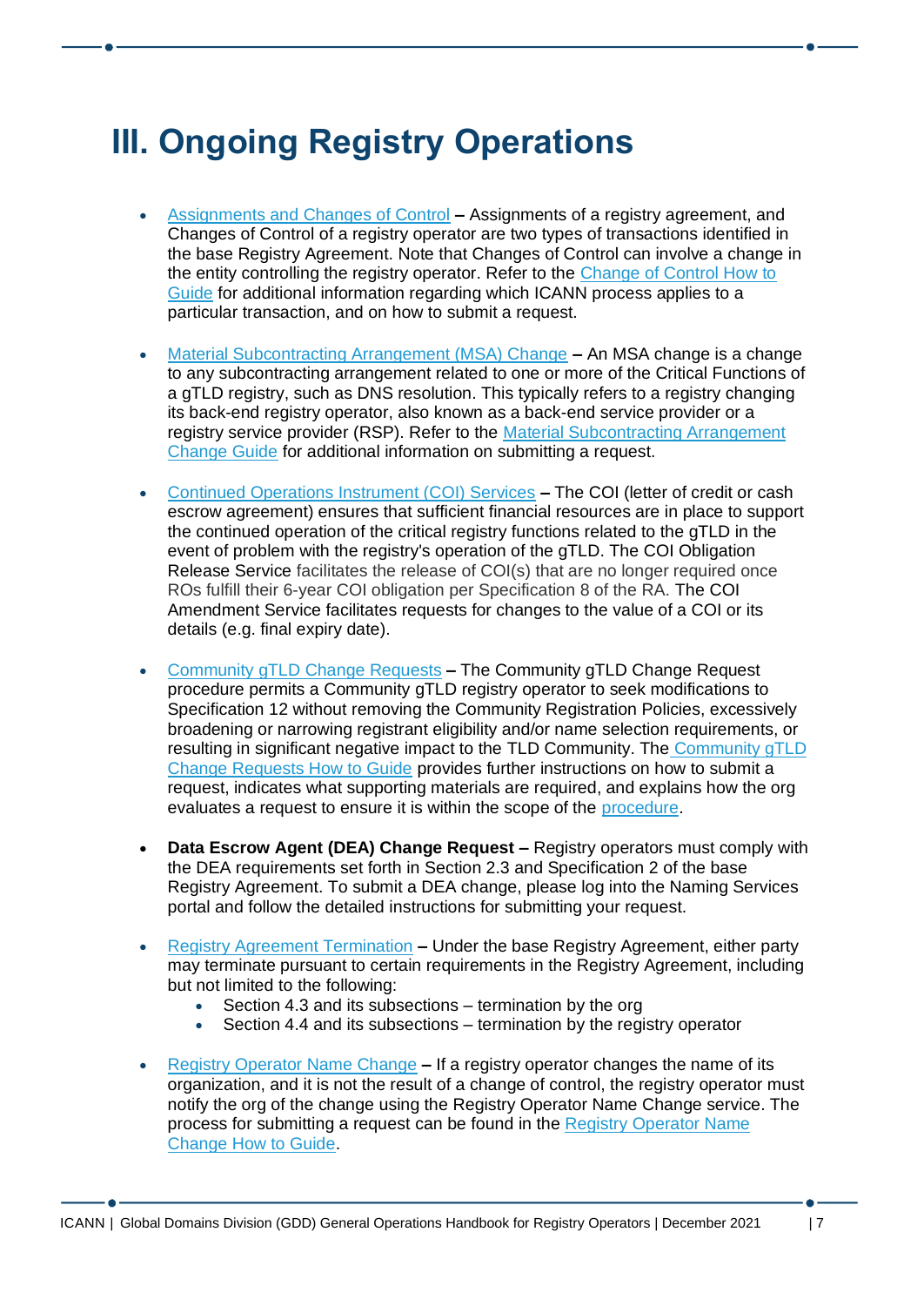# III. Ongoing Registry Operations

- Assignments and Changes of Control – Assignments of a registry agreement, and Changes of Control of a registry operator are two types of transactions identified in the base Registry Agreement. Note that Changes of Control can involve a change in the entity controlling the registry operator. Refer to the Change of Control How to Guide for additional information regarding which ICANN process applies to a particular transaction, and on how to submit a request.

- Material Subcontracting Arrangement (MSA) Change – An MSA change is a change to any subcontracting arrangement related to one or more of the Critical Functions of a gTLD registry, such as DNS resolution. This typically refers to a registry changing its back-end registry operator, also known as a back-end service provider or a registry service provider (RSP). Refer to the Material Subcontracting Arrangement Change Guide for additional information on submitting a request.

- Continued Operations Instrument (COI) Services – The COI (letter of credit or cash escrow agreement) ensures that sufficient financial resources are in place to support the continued operation of the critical registry functions related to the gTLD in the event of problem with the registry's operation of the gTLD. The COI Obligation Release Service facilitates the release of COI(s) that are no longer required once ROs fulfill their 6-year COI obligation per Specification 8 of the RA. The COI Amendment Service facilitates requests for changes to the value of a COI or its details (e.g. final expiry date).

- Community gTLD Change Requests – The Community gTLD Change Request procedure permits a Community gTLD registry operator to seek modifications to Specification 12 without removing the Community Registration Policies, excessively broadening or narrowing registrant eligibility and/or name selection requirements, or resulting in significant negative impact to the TLD Community. The Community gTLD Change Requests How to Guide provides further instructions on how to submit a request, indicates what supporting materials are required, and explains how the org evaluates a request to ensure it is within the scope of the procedure.

- **Data Escrow Agent (DEA) Change Request –** Registry operators must comply with the DEA requirements set forth in Section 2.3 and Specification 2 of the base Registry Agreement. To submit a DEA change, please log into the Naming Services portal and follow the detailed instructions for submitting your request.

- Registry Agreement Termination – Under the base Registry Agreement, either party may terminate pursuant to certain requirements in the Registry Agreement, including but not limited to the following:
  - Section 4.3 and its subsections – termination by the org
  - Section 4.4 and its subsections – termination by the registry operator

- Registry Operator Name Change – If a registry operator changes the name of its organization, and it is not the result of a change of control, the registry operator must notify the org of the change using the Registry Operator Name Change service. The process for submitting a request can be found in the Registry Operator Name Change How to Guide.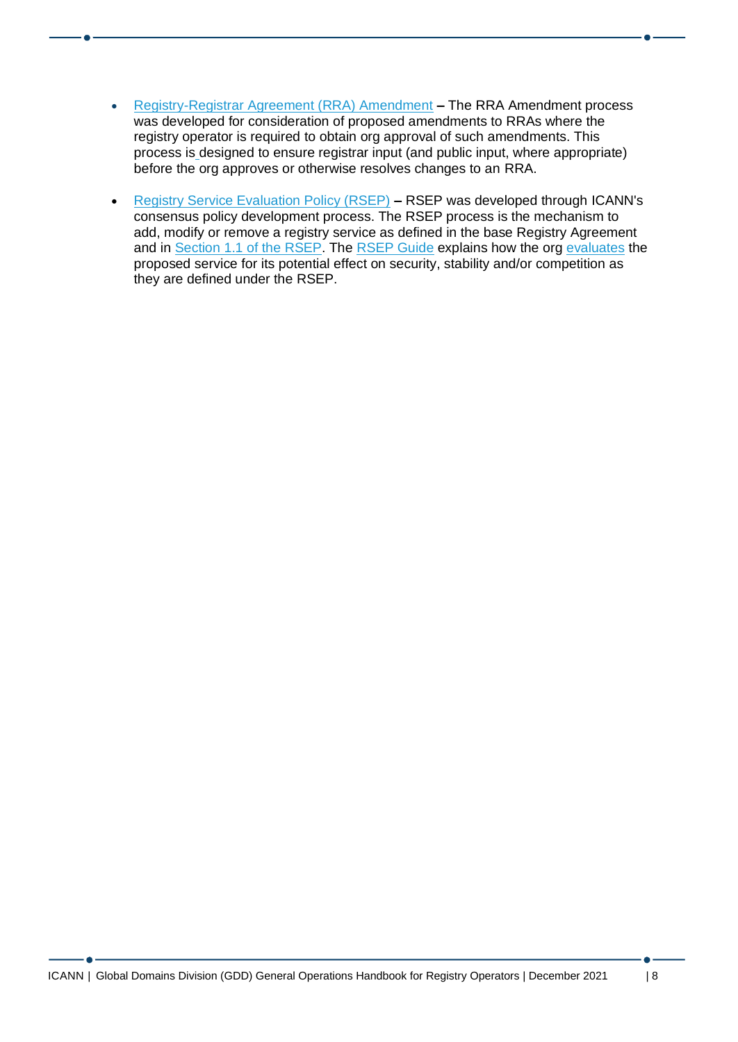- Registry-Registrar Agreement (RRA) Amendment – The RRA Amendment process was developed for consideration of proposed amendments to RRAs where the registry operator is required to obtain org approval of such amendments. This process is designed to ensure registrar input (and public input, where appropriate) before the org approves or otherwise resolves changes to an RRA.

- Registry Service Evaluation Policy (RSEP) – RSEP was developed through ICANN's consensus policy development process. The RSEP process is the mechanism to add, modify or remove a registry service as defined in the base Registry Agreement and in Section 1.1 of the RSEP. The RSEP Guide explains how the org evaluates the proposed service for its potential effect on security, stability and/or competition as they are defined under the RSEP.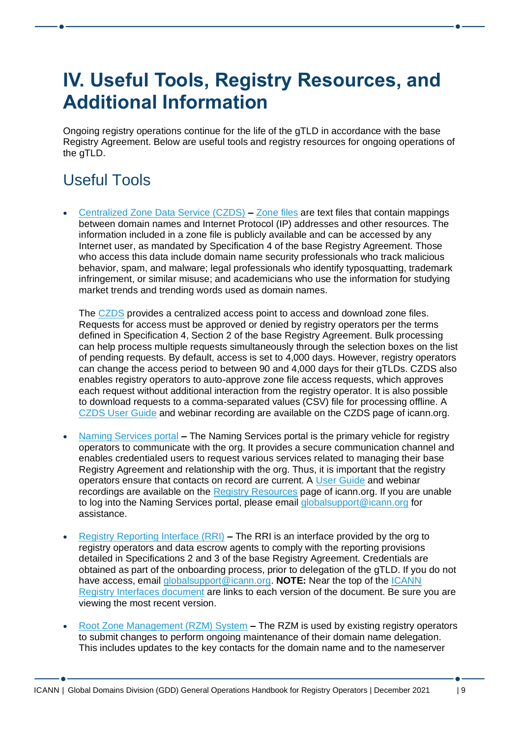# IV. Useful Tools, Registry Resources, and Additional Information

Ongoing registry operations continue for the life of the gTLD in accordance with the base Registry Agreement. Below are useful tools and registry resources for ongoing operations of the gTLD.

## Useful Tools

- Centralized Zone Data Service (CZDS) – Zone files are text files that contain mappings between domain names and Internet Protocol (IP) addresses and other resources. The information included in a zone file is publicly available and can be accessed by any Internet user, as mandated by Specification 4 of the base Registry Agreement. Those who access this data include domain name security professionals who track malicious behavior, spam, and malware; legal professionals who identify typosquatting, trademark infringement, or similar misuse; and academicians who use the information for studying market trends and trending words used as domain names.

  The CZDS provides a centralized access point to access and download zone files. Requests for access must be approved or denied by registry operators per the terms defined in Specification 4, Section 2 of the base Registry Agreement. Bulk processing can help process multiple requests simultaneously through the selection boxes on the list of pending requests. By default, access is set to 4,000 days. However, registry operators can change the access period to between 90 and 4,000 days for their gTLDs. CZDS also enables registry operators to auto-approve zone file access requests, which approves each request without additional interaction from the registry operator. It is also possible to download requests to a comma-separated values (CSV) file for processing offline. A CZDS User Guide and webinar recording are available on the CZDS page of icann.org.

- Naming Services portal – The Naming Services portal is the primary vehicle for registry operators to communicate with the org. It provides a secure communication channel and enables credentialed users to request various services related to managing their base Registry Agreement and relationship with the org. Thus, it is important that the registry operators ensure that contacts on record are current. A User Guide and webinar recordings are available on the Registry Resources page of icann.org. If you are unable to log into the Naming Services portal, please email globalsupport@icann.org for assistance.

- Registry Reporting Interface (RRI) – The RRI is an interface provided by the org to registry operators and data escrow agents to comply with the reporting provisions detailed in Specifications 2 and 3 of the base Registry Agreement. Credentials are obtained as part of the onboarding process, prior to delegation of the gTLD. If you do not have access, email globalsupport@icann.org. **NOTE:** Near the top of the ICANN Registry Interfaces document are links to each version of the document. Be sure you are viewing the most recent version.

- Root Zone Management (RZM) System – The RZM is used by existing registry operators to submit changes to perform ongoing maintenance of their domain name delegation. This includes updates to the key contacts for the domain name and to the nameserver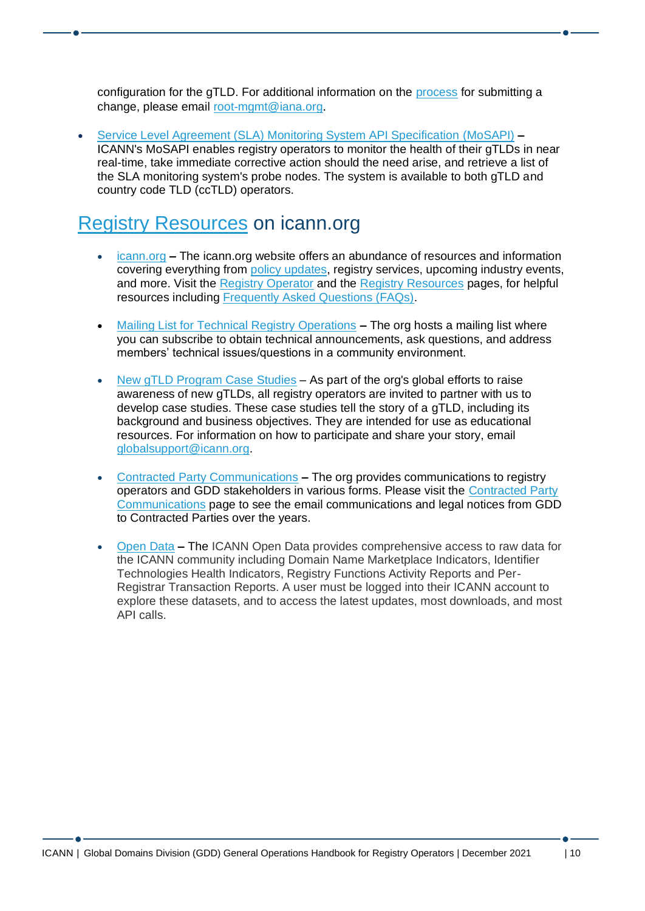configuration for the gTLD. For additional information on the process for submitting a change, please email root-mgmt@iana.org.

- Service Level Agreement (SLA) Monitoring System API Specification (MoSAPI) – ICANN's MoSAPI enables registry operators to monitor the health of their gTLDs in near real-time, take immediate corrective action should the need arise, and retrieve a list of the SLA monitoring system's probe nodes. The system is available to both gTLD and country code TLD (ccTLD) operators.

## Registry Resources on icann.org

- icann.org – The icann.org website offers an abundance of resources and information covering everything from policy updates, registry services, upcoming industry events, and more. Visit the Registry Operator and the Registry Resources pages, for helpful resources including Frequently Asked Questions (FAQs).

- Mailing List for Technical Registry Operations – The org hosts a mailing list where you can subscribe to obtain technical announcements, ask questions, and address members' technical issues/questions in a community environment.

- New gTLD Program Case Studies – As part of the org's global efforts to raise awareness of new gTLDs, all registry operators are invited to partner with us to develop case studies. These case studies tell the story of a gTLD, including its background and business objectives. They are intended for use as educational resources. For information on how to participate and share your story, email globalsupport@icann.org.

- Contracted Party Communications – The org provides communications to registry operators and GDD stakeholders in various forms. Please visit the Contracted Party Communications page to see the email communications and legal notices from GDD to Contracted Parties over the years.

- Open Data – The ICANN Open Data provides comprehensive access to raw data for the ICANN community including Domain Name Marketplace Indicators, Identifier Technologies Health Indicators, Registry Functions Activity Reports and Per-Registrar Transaction Reports. A user must be logged into their ICANN account to explore these datasets, and to access the latest updates, most downloads, and most API calls.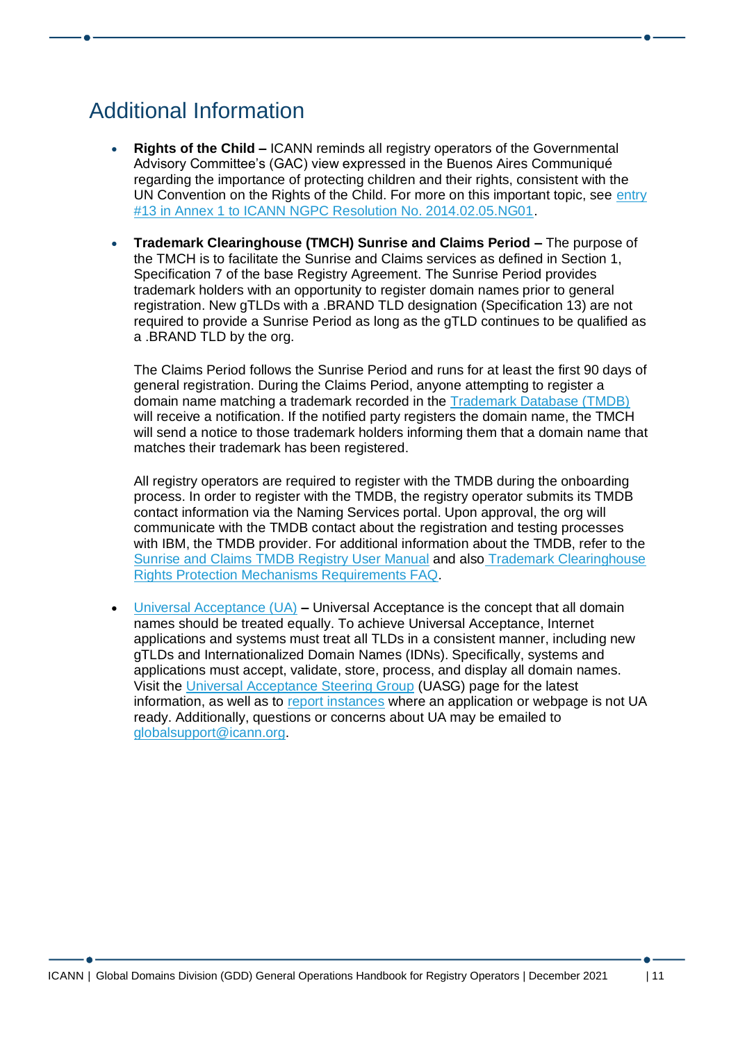# Additional Information

- **Rights of the Child –** ICANN reminds all registry operators of the Governmental Advisory Committee's (GAC) view expressed in the Buenos Aires Communiqué regarding the importance of protecting children and their rights, consistent with the UN Convention on the Rights of the Child. For more on this important topic, see entry #13 in Annex 1 to ICANN NGPC Resolution No. 2014.02.05.NG01.

- **Trademark Clearinghouse (TMCH) Sunrise and Claims Period –** The purpose of the TMCH is to facilitate the Sunrise and Claims services as defined in Section 1, Specification 7 of the base Registry Agreement. The Sunrise Period provides trademark holders with an opportunity to register domain names prior to general registration. New gTLDs with a .BRAND TLD designation (Specification 13) are not required to provide a Sunrise Period as long as the gTLD continues to be qualified as a .BRAND TLD by the org.

  The Claims Period follows the Sunrise Period and runs for at least the first 90 days of general registration. During the Claims Period, anyone attempting to register a domain name matching a trademark recorded in the Trademark Database (TMDB) will receive a notification. If the notified party registers the domain name, the TMCH will send a notice to those trademark holders informing them that a domain name that matches their trademark has been registered.

  All registry operators are required to register with the TMDB during the onboarding process. In order to register with the TMDB, the registry operator submits its TMDB contact information via the Naming Services portal. Upon approval, the org will communicate with the TMDB contact about the registration and testing processes with IBM, the TMDB provider. For additional information about the TMDB, refer to the Sunrise and Claims TMDB Registry User Manual and also Trademark Clearinghouse Rights Protection Mechanisms Requirements FAQ.

- Universal Acceptance (UA) **–** Universal Acceptance is the concept that all domain names should be treated equally. To achieve Universal Acceptance, Internet applications and systems must treat all TLDs in a consistent manner, including new gTLDs and Internationalized Domain Names (IDNs). Specifically, systems and applications must accept, validate, store, process, and display all domain names. Visit the Universal Acceptance Steering Group (UASG) page for the latest information, as well as to report instances where an application or webpage is not UA ready. Additionally, questions or concerns about UA may be emailed to globalsupport@icann.org.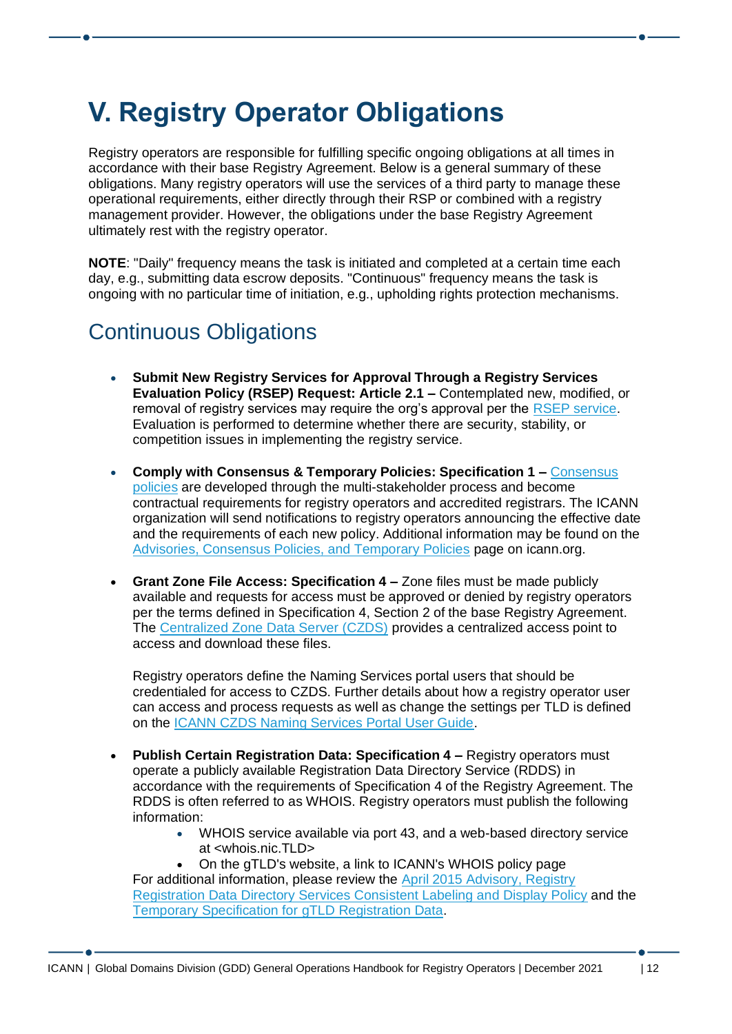# V. Registry Operator Obligations

Registry operators are responsible for fulfilling specific ongoing obligations at all times in accordance with their base Registry Agreement. Below is a general summary of these obligations. Many registry operators will use the services of a third party to manage these operational requirements, either directly through their RSP or combined with a registry management provider. However, the obligations under the base Registry Agreement ultimately rest with the registry operator.

**NOTE**: "Daily" frequency means the task is initiated and completed at a certain time each day, e.g., submitting data escrow deposits. "Continuous" frequency means the task is ongoing with no particular time of initiation, e.g., upholding rights protection mechanisms.

## Continuous Obligations

- **Submit New Registry Services for Approval Through a Registry Services Evaluation Policy (RSEP) Request: Article 2.1 –** Contemplated new, modified, or removal of registry services may require the org's approval per the RSEP service. Evaluation is performed to determine whether there are security, stability, or competition issues in implementing the registry service.

- **Comply with Consensus & Temporary Policies: Specification 1 –** Consensus policies are developed through the multi-stakeholder process and become contractual requirements for registry operators and accredited registrars. The ICANN organization will send notifications to registry operators announcing the effective date and the requirements of each new policy. Additional information may be found on the Advisories, Consensus Policies, and Temporary Policies page on icann.org.

- **Grant Zone File Access: Specification 4 –** Zone files must be made publicly available and requests for access must be approved or denied by registry operators per the terms defined in Specification 4, Section 2 of the base Registry Agreement. The Centralized Zone Data Server (CZDS) provides a centralized access point to access and download these files.

  Registry operators define the Naming Services portal users that should be credentialed for access to CZDS. Further details about how a registry operator user can access and process requests as well as change the settings per TLD is defined on the ICANN CZDS Naming Services Portal User Guide.

- **Publish Certain Registration Data: Specification 4 –** Registry operators must operate a publicly available Registration Data Directory Service (RDDS) in accordance with the requirements of Specification 4 of the Registry Agreement. The RDDS is often referred to as WHOIS. Registry operators must publish the following information:
  - WHOIS service available via port 43, and a web-based directory service at <whois.nic.TLD>
  - On the gTLD's website, a link to ICANN's WHOIS policy page

  For additional information, please review the April 2015 Advisory, Registry Registration Data Directory Services Consistent Labeling and Display Policy and the Temporary Specification for gTLD Registration Data.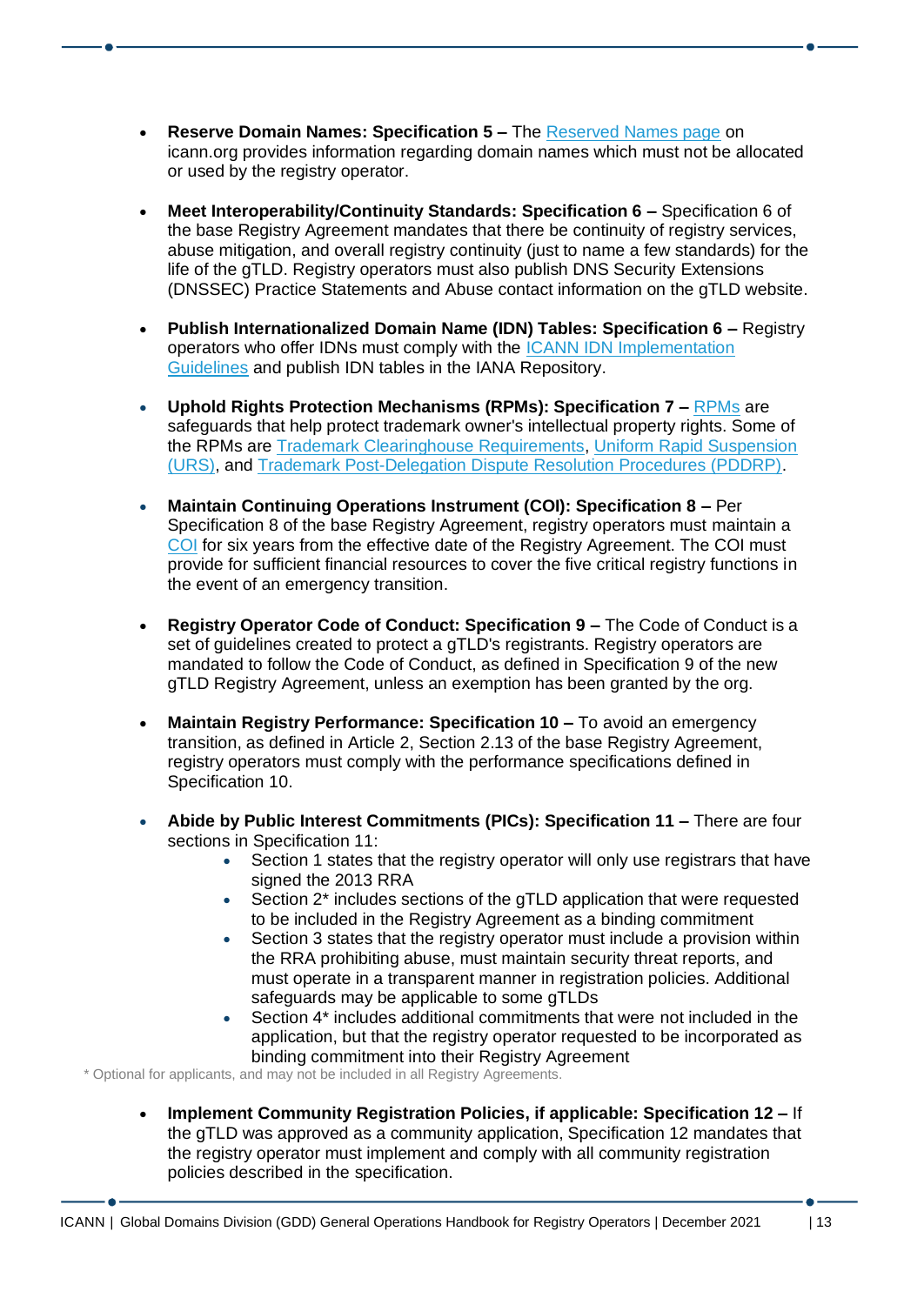- **Reserve Domain Names: Specification 5 –** The Reserved Names page on icann.org provides information regarding domain names which must not be allocated or used by the registry operator.

- **Meet Interoperability/Continuity Standards: Specification 6 –** Specification 6 of the base Registry Agreement mandates that there be continuity of registry services, abuse mitigation, and overall registry continuity (just to name a few standards) for the life of the gTLD. Registry operators must also publish DNS Security Extensions (DNSSEC) Practice Statements and Abuse contact information on the gTLD website.

- **Publish Internationalized Domain Name (IDN) Tables: Specification 6 –** Registry operators who offer IDNs must comply with the ICANN IDN Implementation Guidelines and publish IDN tables in the IANA Repository.

- **Uphold Rights Protection Mechanisms (RPMs): Specification 7 –** RPMs are safeguards that help protect trademark owner's intellectual property rights. Some of the RPMs are Trademark Clearinghouse Requirements, Uniform Rapid Suspension (URS), and Trademark Post-Delegation Dispute Resolution Procedures (PDDRP).

- **Maintain Continuing Operations Instrument (COI): Specification 8 –** Per Specification 8 of the base Registry Agreement, registry operators must maintain a COI for six years from the effective date of the Registry Agreement. The COI must provide for sufficient financial resources to cover the five critical registry functions in the event of an emergency transition.

- **Registry Operator Code of Conduct: Specification 9 –** The Code of Conduct is a set of guidelines created to protect a gTLD's registrants. Registry operators are mandated to follow the Code of Conduct, as defined in Specification 9 of the new gTLD Registry Agreement, unless an exemption has been granted by the org.

- **Maintain Registry Performance: Specification 10 –** To avoid an emergency transition, as defined in Article 2, Section 2.13 of the base Registry Agreement, registry operators must comply with the performance specifications defined in Specification 10.

- **Abide by Public Interest Commitments (PICs): Specification 11 –** There are four sections in Specification 11:
  - Section 1 states that the registry operator will only use registrars that have signed the 2013 RRA
  - Section 2* includes sections of the gTLD application that were requested to be included in the Registry Agreement as a binding commitment
  - Section 3 states that the registry operator must include a provision within the RRA prohibiting abuse, must maintain security threat reports, and must operate in a transparent manner in registration policies. Additional safeguards may be applicable to some gTLDs
  - Section 4* includes additional commitments that were not included in the application, but that the registry operator requested to be incorporated as binding commitment into their Registry Agreement

\* Optional for applicants, and may not be included in all Registry Agreements.

- **Implement Community Registration Policies, if applicable: Specification 12 –** If the gTLD was approved as a community application, Specification 12 mandates that the registry operator must implement and comply with all community registration policies described in the specification.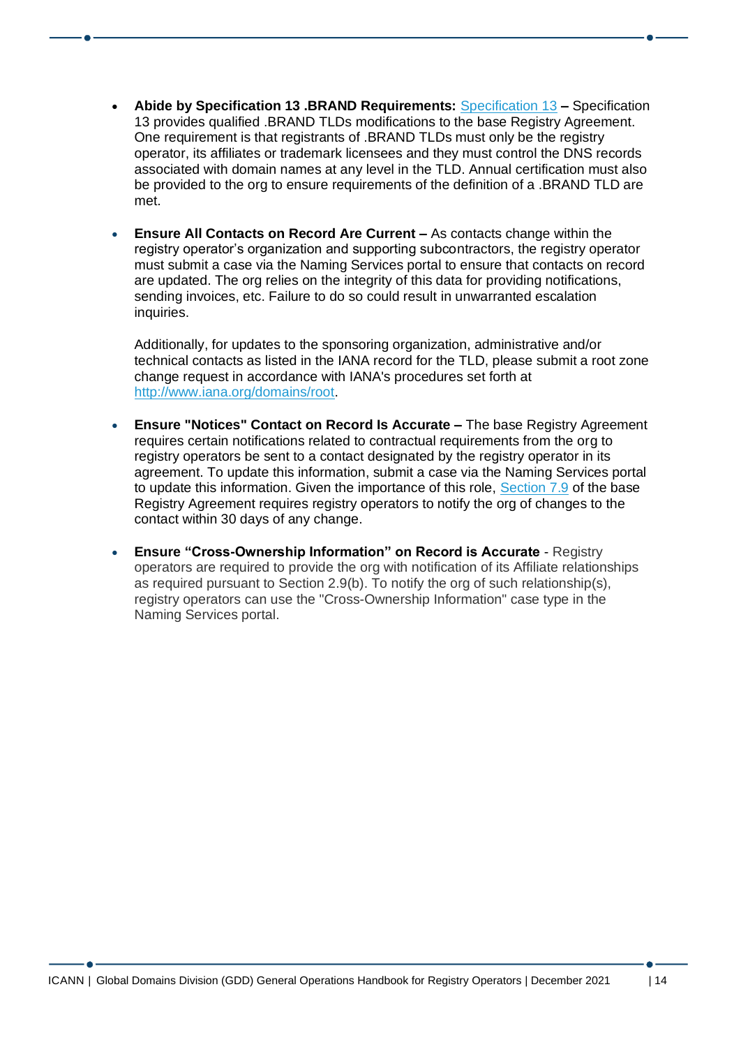- **Abide by Specification 13 .BRAND Requirements:** [Specification 13](#) **–** Specification 13 provides qualified .BRAND TLDs modifications to the base Registry Agreement. One requirement is that registrants of .BRAND TLDs must only be the registry operator, its affiliates or trademark licensees and they must control the DNS records associated with domain names at any level in the TLD. Annual certification must also be provided to the org to ensure requirements of the definition of a .BRAND TLD are met.

- **Ensure All Contacts on Record Are Current –** As contacts change within the registry operator's organization and supporting subcontractors, the registry operator must submit a case via the Naming Services portal to ensure that contacts on record are updated. The org relies on the integrity of this data for providing notifications, sending invoices, etc. Failure to do so could result in unwarranted escalation inquiries.

  Additionally, for updates to the sponsoring organization, administrative and/or technical contacts as listed in the IANA record for the TLD, please submit a root zone change request in accordance with IANA's procedures set forth at [http://www.iana.org/domains/root](http://www.iana.org/domains/root).

- **Ensure "Notices" Contact on Record Is Accurate –** The base Registry Agreement requires certain notifications related to contractual requirements from the org to registry operators be sent to a contact designated by the registry operator in its agreement. To update this information, submit a case via the Naming Services portal to update this information. Given the importance of this role, [Section 7.9](#) of the base Registry Agreement requires registry operators to notify the org of changes to the contact within 30 days of any change.

- **Ensure "Cross-Ownership Information" on Record is Accurate** - Registry operators are required to provide the org with notification of its Affiliate relationships as required pursuant to Section 2.9(b). To notify the org of such relationship(s), registry operators can use the "Cross-Ownership Information" case type in the Naming Services portal.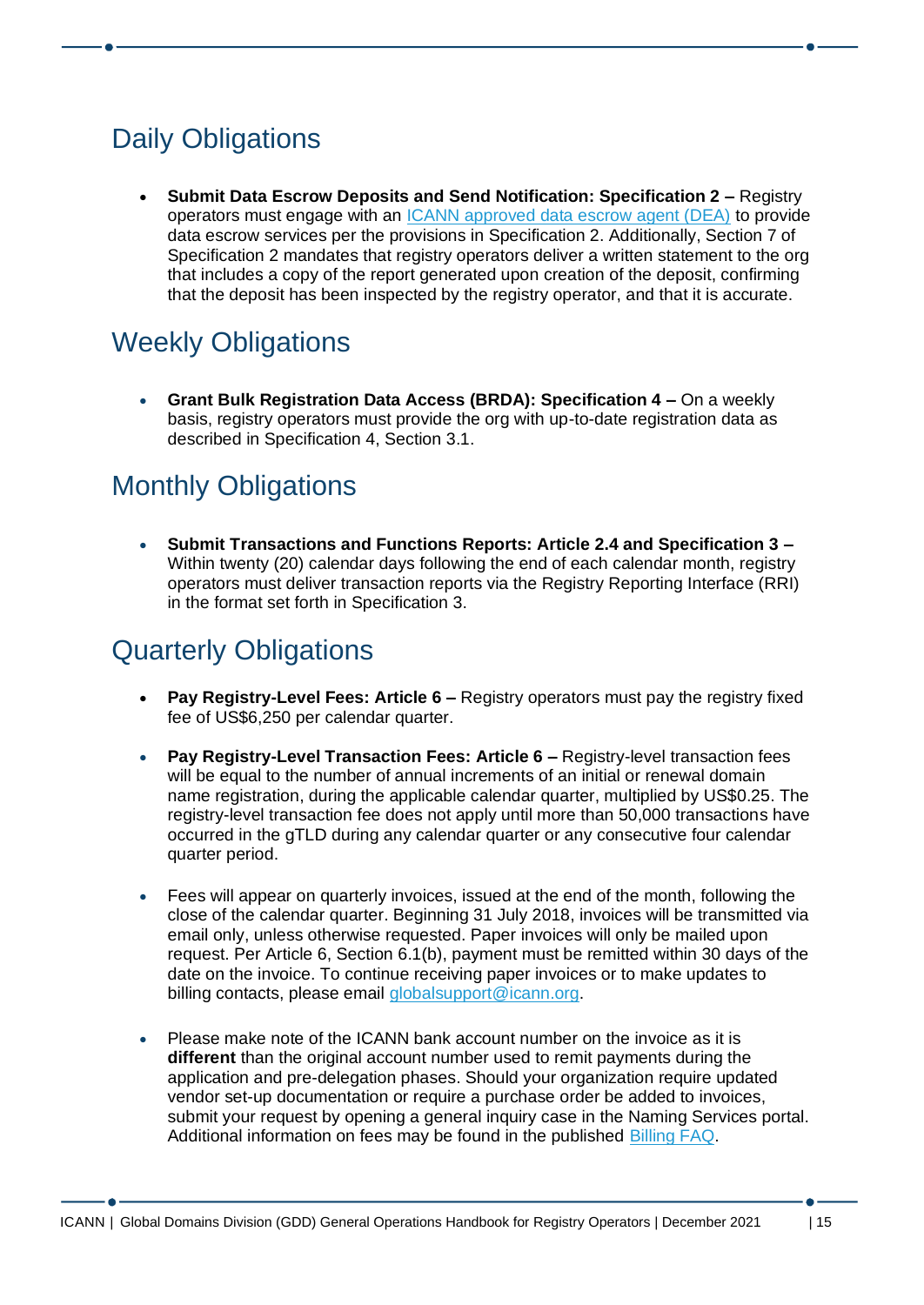## Daily Obligations

- **Submit Data Escrow Deposits and Send Notification: Specification 2 –** Registry operators must engage with an ICANN approved data escrow agent (DEA) to provide data escrow services per the provisions in Specification 2. Additionally, Section 7 of Specification 2 mandates that registry operators deliver a written statement to the org that includes a copy of the report generated upon creation of the deposit, confirming that the deposit has been inspected by the registry operator, and that it is accurate.

## Weekly Obligations

- **Grant Bulk Registration Data Access (BRDA): Specification 4 –** On a weekly basis, registry operators must provide the org with up-to-date registration data as described in Specification 4, Section 3.1.

## Monthly Obligations

- **Submit Transactions and Functions Reports: Article 2.4 and Specification 3 –** Within twenty (20) calendar days following the end of each calendar month, registry operators must deliver transaction reports via the Registry Reporting Interface (RRI) in the format set forth in Specification 3.

## Quarterly Obligations

- **Pay Registry-Level Fees: Article 6 –** Registry operators must pay the registry fixed fee of US$6,250 per calendar quarter.

- **Pay Registry-Level Transaction Fees: Article 6 –** Registry-level transaction fees will be equal to the number of annual increments of an initial or renewal domain name registration, during the applicable calendar quarter, multiplied by US$0.25. The registry-level transaction fee does not apply until more than 50,000 transactions have occurred in the gTLD during any calendar quarter or any consecutive four calendar quarter period.

- Fees will appear on quarterly invoices, issued at the end of the month, following the close of the calendar quarter. Beginning 31 July 2018, invoices will be transmitted via email only, unless otherwise requested. Paper invoices will only be mailed upon request. Per Article 6, Section 6.1(b), payment must be remitted within 30 days of the date on the invoice. To continue receiving paper invoices or to make updates to billing contacts, please email globalsupport@icann.org.

- Please make note of the ICANN bank account number on the invoice as it is **different** than the original account number used to remit payments during the application and pre-delegation phases. Should your organization require updated vendor set-up documentation or require a purchase order be added to invoices, submit your request by opening a general inquiry case in the Naming Services portal. Additional information on fees may be found in the published Billing FAQ.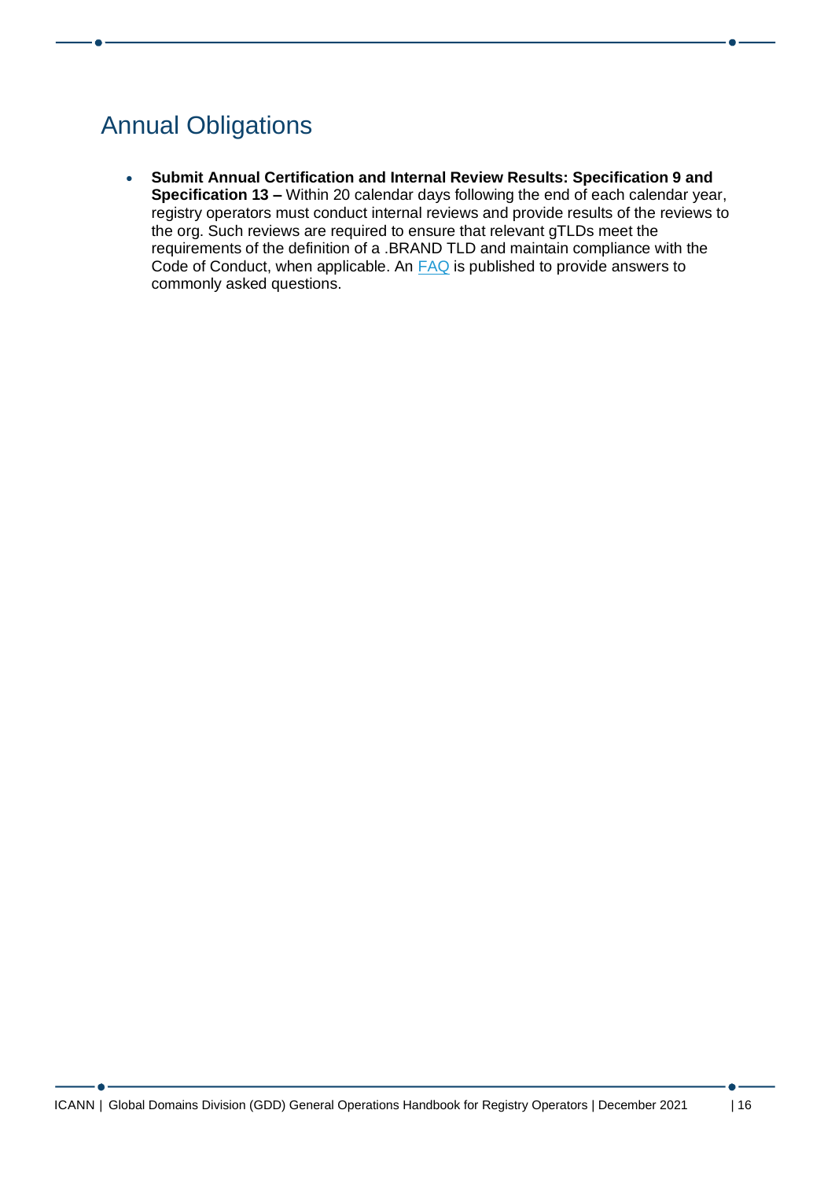# Annual Obligations

- **Submit Annual Certification and Internal Review Results: Specification 9 and Specification 13 –** Within 20 calendar days following the end of each calendar year, registry operators must conduct internal reviews and provide results of the reviews to the org. Such reviews are required to ensure that relevant gTLDs meet the requirements of the definition of a .BRAND TLD and maintain compliance with the Code of Conduct, when applicable. An FAQ is published to provide answers to commonly asked questions.